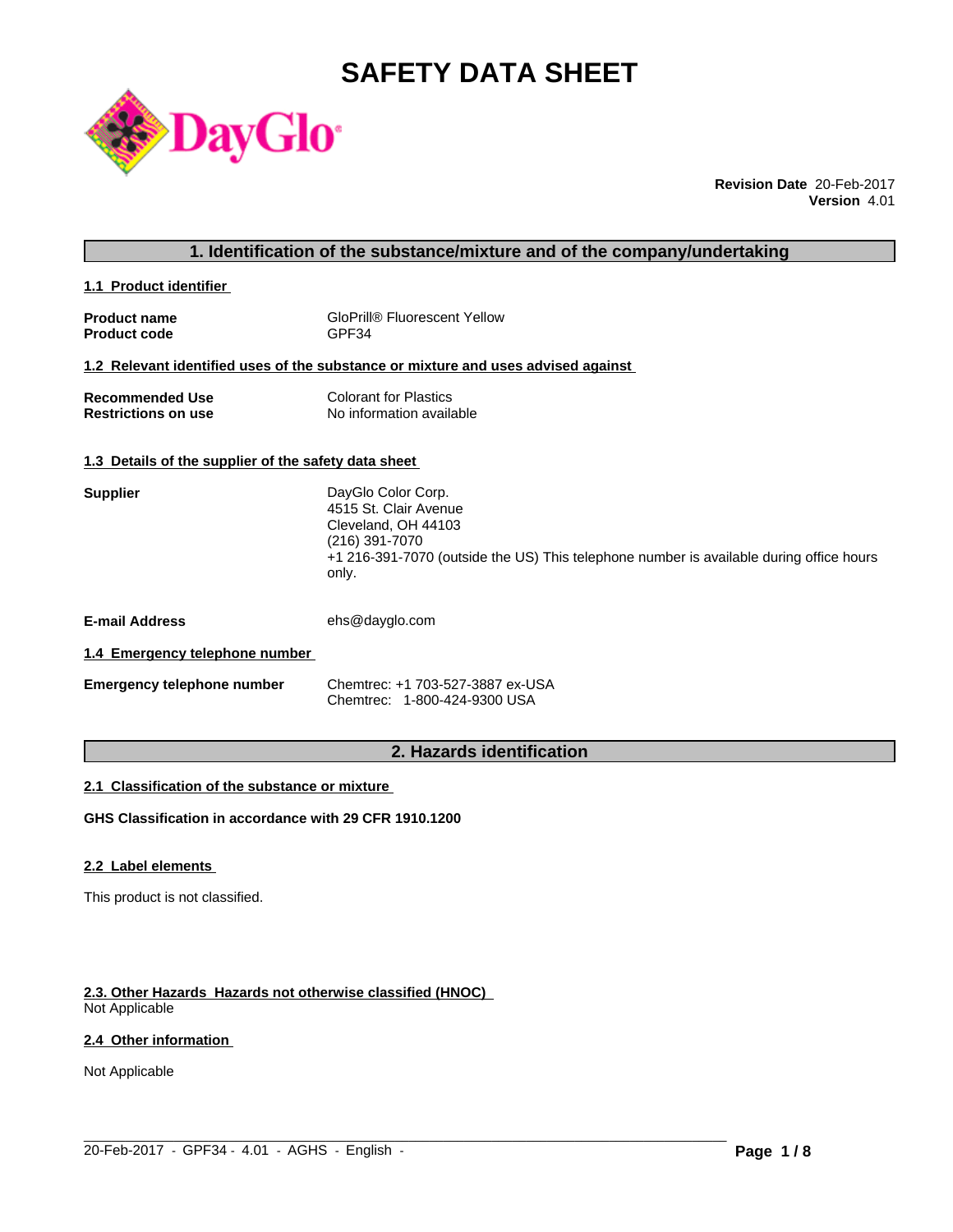# SAFETY DATA SHEET

DayGlo

**Revision Date** 20-Feb-2017
**Version** 4.01

## 1. Identification of the substance/mixture and of the company/undertaking

### 1.1 Product identifier

**Product name** GloPrill® Fluorescent Yellow
**Product code** GPF34

### 1.2 Relevant identified uses of the substance or mixture and uses advised against

**Recommended Use** Colorant for Plastics
**Restrictions on use** No information available

### 1.3 Details of the supplier of the safety data sheet

**Supplier**
DayGlo Color Corp.
4515 St. Clair Avenue
Cleveland, OH 44103
(216) 391-7070
+1 216-391-7070 (outside the US) This telephone number is available during office hours only.

**E-mail Address** ehs@dayglo.com

### 1.4 Emergency telephone number

**Emergency telephone number**
Chemtrec: +1 703-527-3887 ex-USA
Chemtrec: 1-800-424-9300 USA

## 2. Hazards identification

### 2.1 Classification of the substance or mixture

**GHS Classification in accordance with 29 CFR 1910.1200**

### 2.2 Label elements

This product is not classified.

### 2.3. Other Hazards Hazards not otherwise classified (HNOC)

Not Applicable

### 2.4 Other information

Not Applicable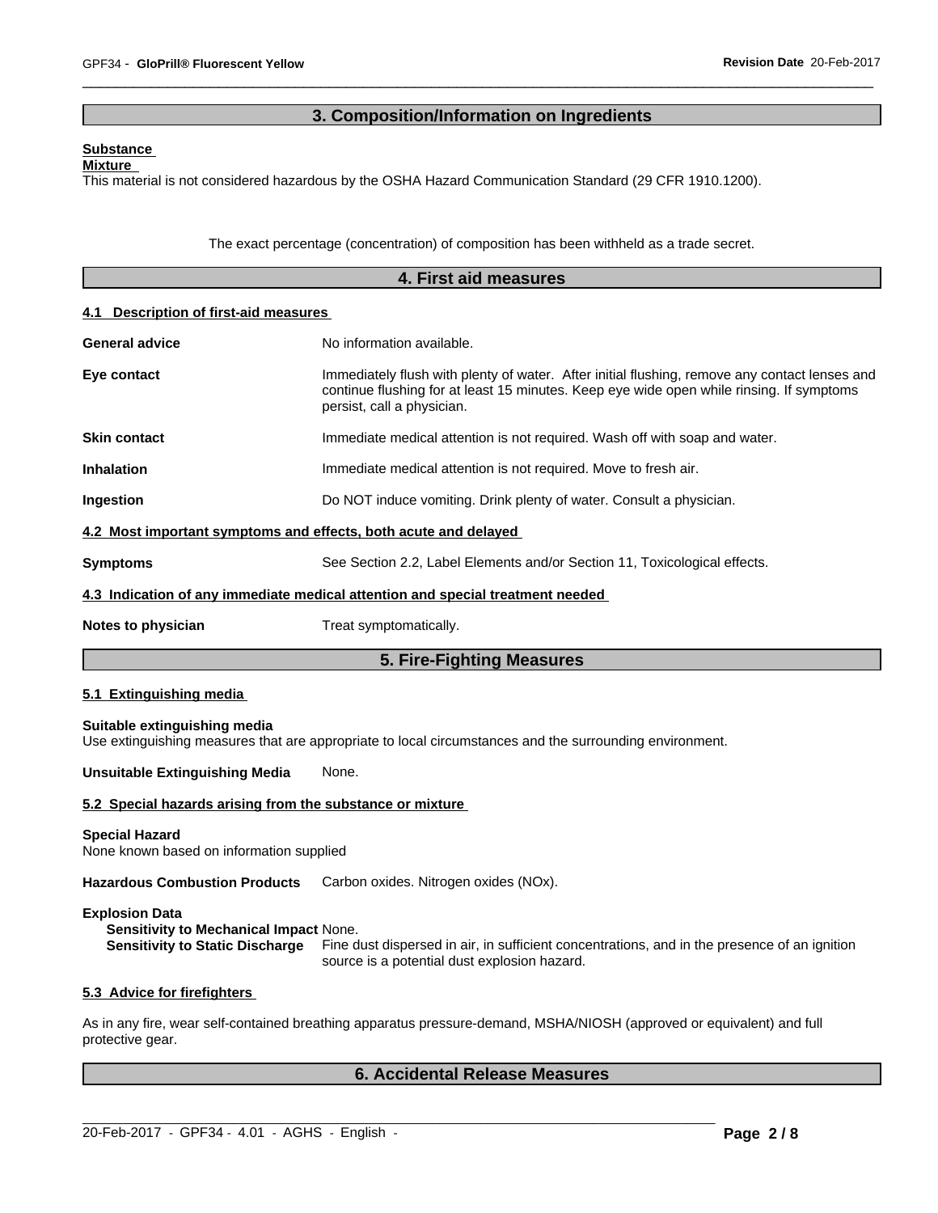## 3. Composition/Information on Ingredients

**Substance**

**Mixture**

This material is not considered hazardous by the OSHA Hazard Communication Standard (29 CFR 1910.1200).

The exact percentage (concentration) of composition has been withheld as a trade secret.

## 4. First aid measures

### 4.1 Description of first-aid measures

**General advice** No information available.

**Eye contact** Immediately flush with plenty of water. After initial flushing, remove any contact lenses and continue flushing for at least 15 minutes. Keep eye wide open while rinsing. If symptoms persist, call a physician.

**Skin contact** Immediate medical attention is not required. Wash off with soap and water.

**Inhalation** Immediate medical attention is not required. Move to fresh air.

**Ingestion** Do NOT induce vomiting. Drink plenty of water. Consult a physician.

### 4.2 Most important symptoms and effects, both acute and delayed

**Symptoms** See Section 2.2, Label Elements and/or Section 11, Toxicological effects.

### 4.3 Indication of any immediate medical attention and special treatment needed

**Notes to physician** Treat symptomatically.

## 5. Fire-Fighting Measures

### 5.1 Extinguishing media

**Suitable extinguishing media**

Use extinguishing measures that are appropriate to local circumstances and the surrounding environment.

**Unsuitable Extinguishing Media** None.

### 5.2 Special hazards arising from the substance or mixture

**Special Hazard**

None known based on information supplied

**Hazardous Combustion Products** Carbon oxides. Nitrogen oxides (NOx).

**Explosion Data**

**Sensitivity to Mechanical Impact** None.

**Sensitivity to Static Discharge** Fine dust dispersed in air, in sufficient concentrations, and in the presence of an ignition source is a potential dust explosion hazard.

### 5.3 Advice for firefighters

As in any fire, wear self-contained breathing apparatus pressure-demand, MSHA/NIOSH (approved or equivalent) and full protective gear.

## 6. Accidental Release Measures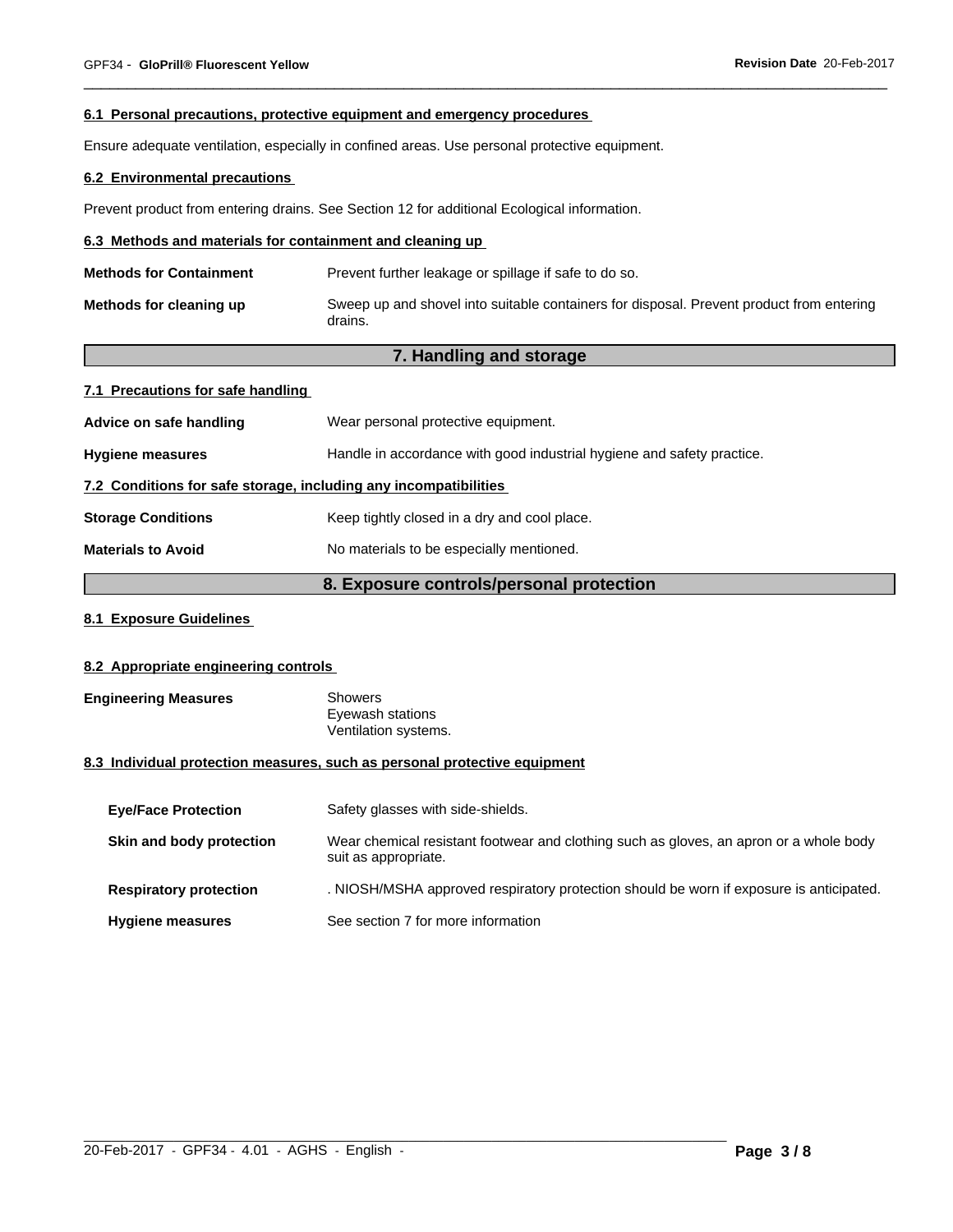#### 6.1 Personal precautions, protective equipment and emergency procedures

Ensure adequate ventilation, especially in confined areas. Use personal protective equipment.

#### 6.2 Environmental precautions

Prevent product from entering drains. See Section 12 for additional Ecological information.

#### 6.3 Methods and materials for containment and cleaning up

| | |
|---|---|
| **Methods for Containment** | Prevent further leakage or spillage if safe to do so. |
| **Methods for cleaning up** | Sweep up and shovel into suitable containers for disposal. Prevent product from entering drains. |

## 7. Handling and storage

#### 7.1 Precautions for safe handling

| | |
|---|---|
| **Advice on safe handling** | Wear personal protective equipment. |
| **Hygiene measures** | Handle in accordance with good industrial hygiene and safety practice. |

#### 7.2 Conditions for safe storage, including any incompatibilities

| | |
|---|---|
| **Storage Conditions** | Keep tightly closed in a dry and cool place. |
| **Materials to Avoid** | No materials to be especially mentioned. |

## 8. Exposure controls/personal protection

#### 8.1 Exposure Guidelines

#### 8.2 Appropriate engineering controls

**Engineering Measures**

Showers
Eyewash stations
Ventilation systems.

#### 8.3 Individual protection measures, such as personal protective equipment

| | |
|---|---|
| **Eye/Face Protection** | Safety glasses with side-shields. |
| **Skin and body protection** | Wear chemical resistant footwear and clothing such as gloves, an apron or a whole body suit as appropriate. |
| **Respiratory protection** | . NIOSH/MSHA approved respiratory protection should be worn if exposure is anticipated. |
| **Hygiene measures** | See section 7 for more information |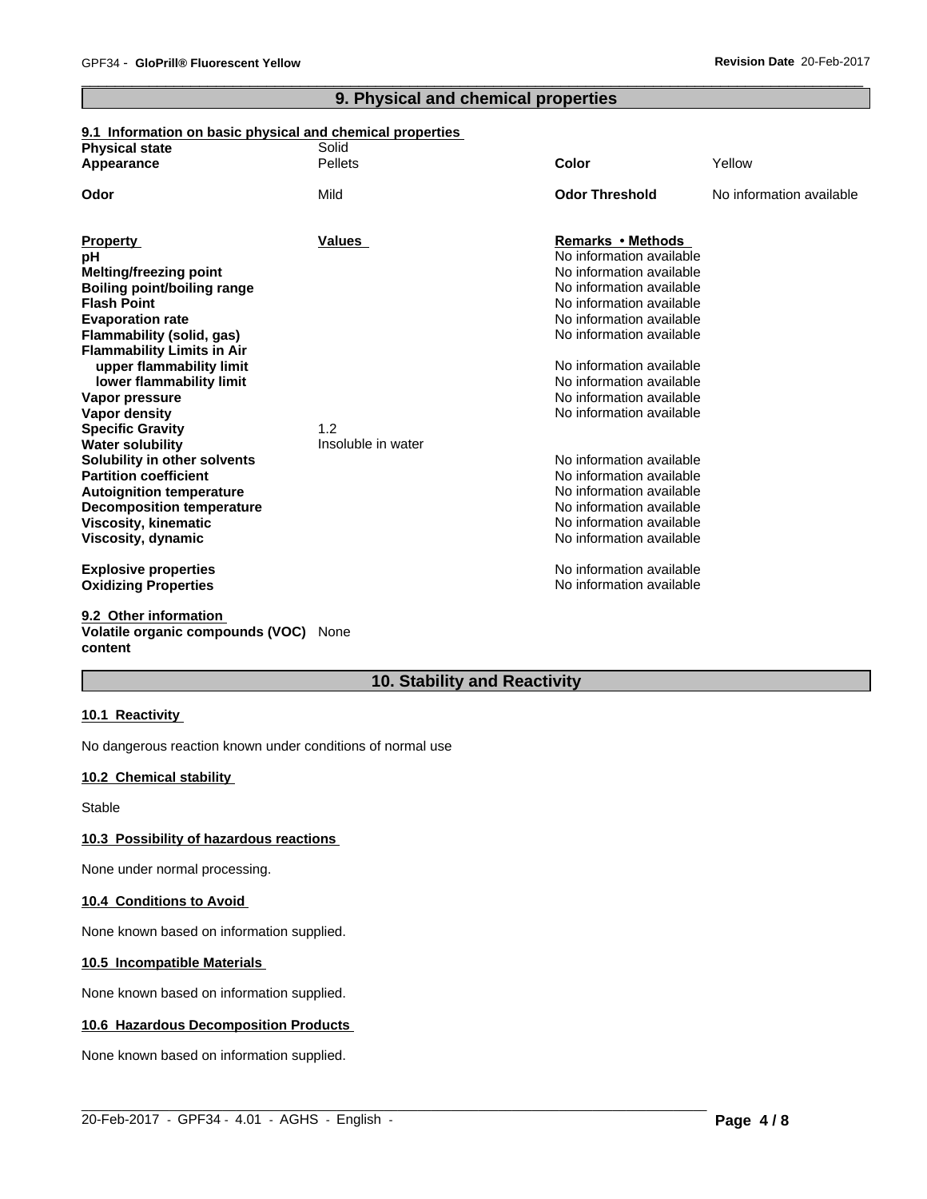## 9. Physical and chemical properties

### 9.1 Information on basic physical and chemical properties

| | | | |
|---|---|---|---|
| **Physical state** | Solid | | |
| **Appearance** | Pellets | **Color** | Yellow |
| **Odor** | Mild | **Odor Threshold** | No information available |

| **Property** | **Values** | **Remarks • Methods** |
|---|---|---|
| **pH** | | No information available |
| **Melting/freezing point** | | No information available |
| **Boiling point/boiling range** | | No information available |
| **Flash Point** | | No information available |
| **Evaporation rate** | | No information available |
| **Flammability (solid, gas)** | | No information available |
| **Flammability Limits in Air** | | |
| **upper flammability limit** | | No information available |
| **lower flammability limit** | | No information available |
| **Vapor pressure** | | No information available |
| **Vapor density** | | No information available |
| **Specific Gravity** | 1.2 | |
| **Water solubility** | Insoluble in water | |
| **Solubility in other solvents** | | No information available |
| **Partition coefficient** | | No information available |
| **Autoignition temperature** | | No information available |
| **Decomposition temperature** | | No information available |
| **Viscosity, kinematic** | | No information available |
| **Viscosity, dynamic** | | No information available |
| **Explosive properties** | | No information available |
| **Oxidizing Properties** | | No information available |

### 9.2 Other information

**Volatile organic compounds (VOC) content** None

## 10. Stability and Reactivity

### 10.1 Reactivity

No dangerous reaction known under conditions of normal use

### 10.2 Chemical stability

Stable

### 10.3 Possibility of hazardous reactions

None under normal processing.

### 10.4 Conditions to Avoid

None known based on information supplied.

### 10.5 Incompatible Materials

None known based on information supplied.

### 10.6 Hazardous Decomposition Products

None known based on information supplied.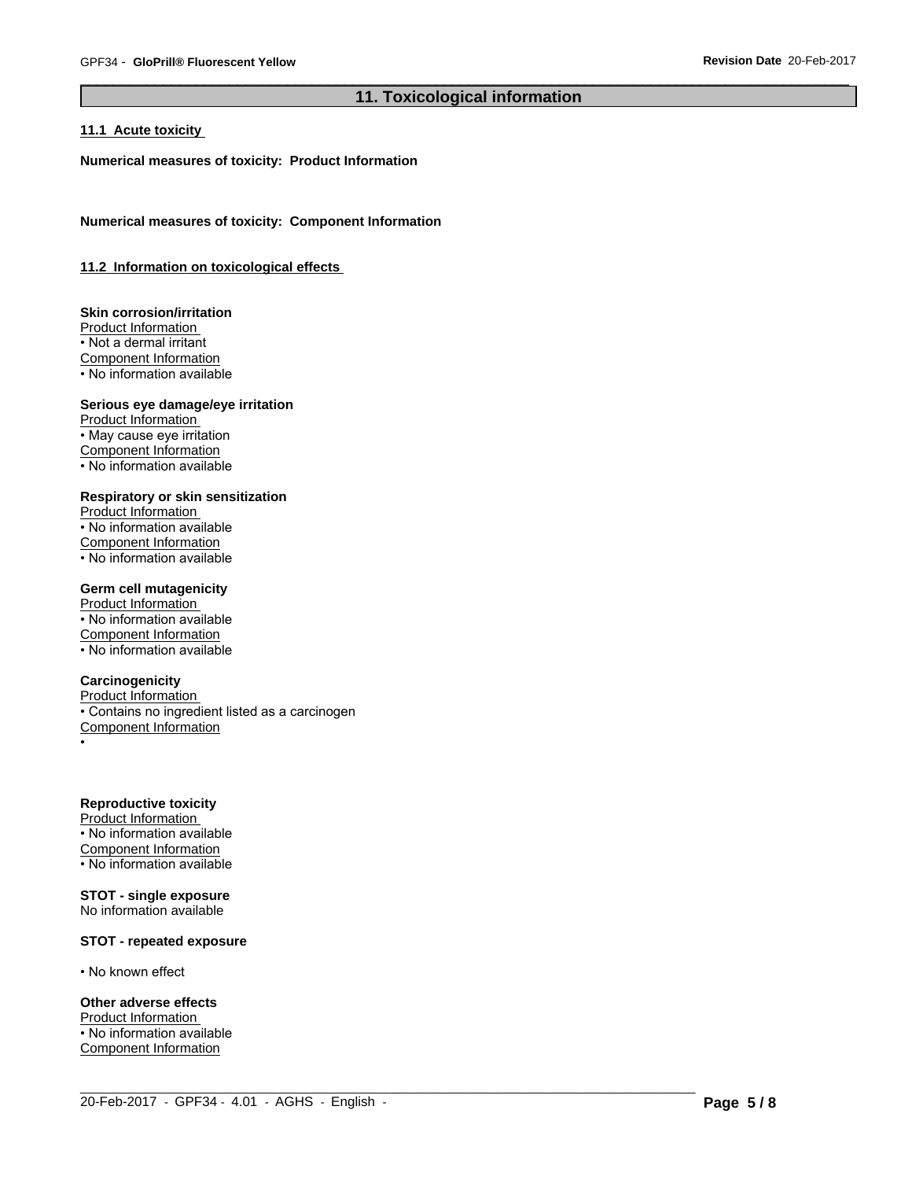## 11. Toxicological information

### 11.1 Acute toxicity

**Numerical measures of toxicity: Product Information**

**Numerical measures of toxicity: Component Information**

### 11.2 Information on toxicological effects

**Skin corrosion/irritation**

Product Information

• Not a dermal irritant

Component Information

• No information available

**Serious eye damage/eye irritation**

Product Information

• May cause eye irritation

Component Information

• No information available

**Respiratory or skin sensitization**

Product Information

• No information available

Component Information

• No information available

**Germ cell mutagenicity**

Product Information

• No information available

Component Information

• No information available

**Carcinogenicity**

Product Information

• Contains no ingredient listed as a carcinogen

Component Information

•

**Reproductive toxicity**

Product Information

• No information available

Component Information

• No information available

**STOT - single exposure**

No information available

**STOT - repeated exposure**

• No known effect

**Other adverse effects**

Product Information

• No information available

Component Information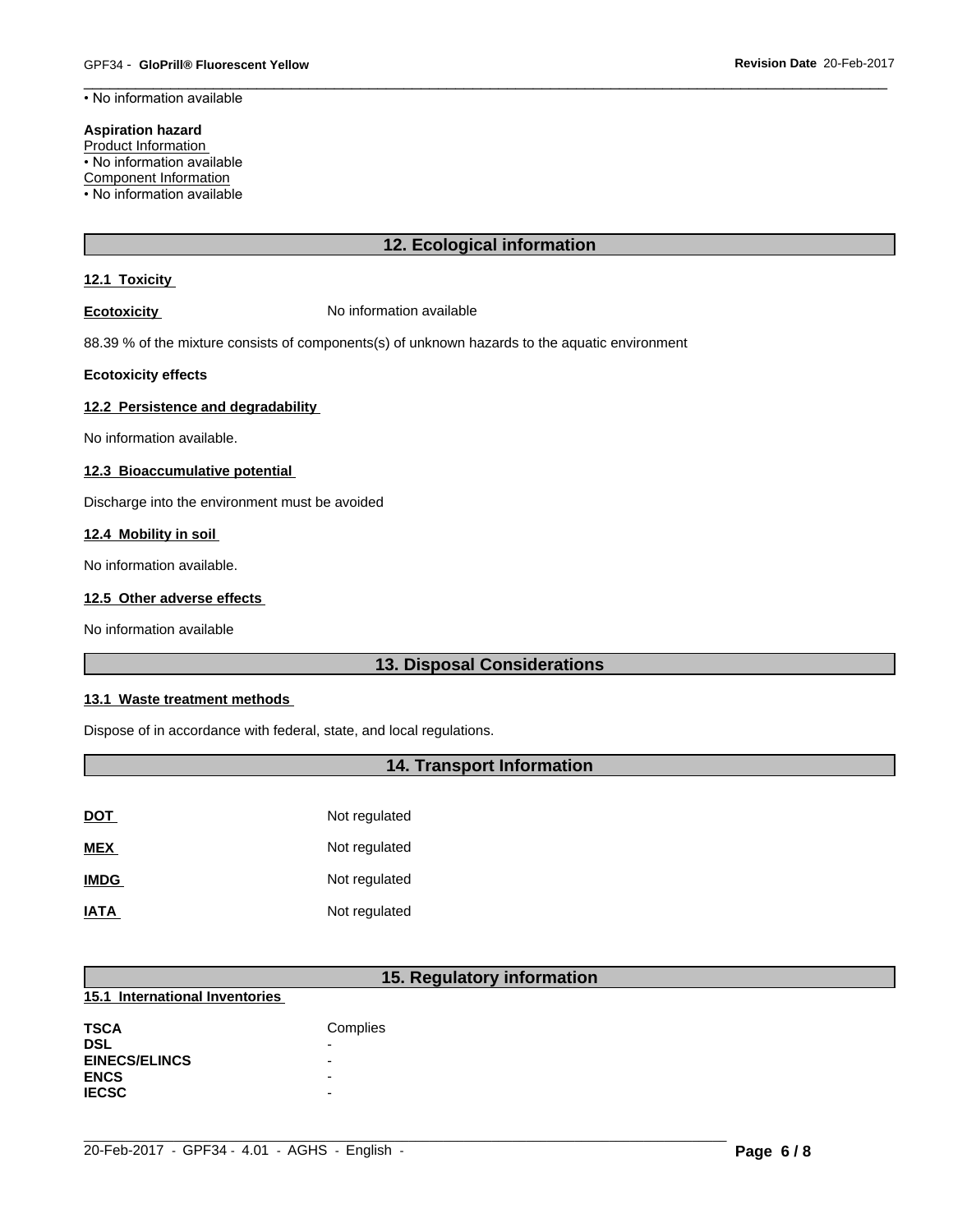• No information available

**Aspiration hazard**

Product Information

• No information available

Component Information

• No information available

## 12. Ecological information

### 12.1 Toxicity

**Ecotoxicity** No information available

88.39 % of the mixture consists of components(s) of unknown hazards to the aquatic environment

**Ecotoxicity effects**

### 12.2 Persistence and degradability

No information available.

### 12.3 Bioaccumulative potential

Discharge into the environment must be avoided

### 12.4 Mobility in soil

No information available.

### 12.5 Other adverse effects

No information available

## 13. Disposal Considerations

### 13.1 Waste treatment methods

Dispose of in accordance with federal, state, and local regulations.

## 14. Transport Information

| | |
|---|---|
| **DOT** | Not regulated |
| **MEX** | Not regulated |
| **IMDG** | Not regulated |
| **IATA** | Not regulated |

## 15. Regulatory information

### 15.1 International Inventories

| | |
|---|---|
| **TSCA** | Complies |
| **DSL** | - |
| **EINECS/ELINCS** | - |
| **ENCS** | - |
| **IECSC** | - |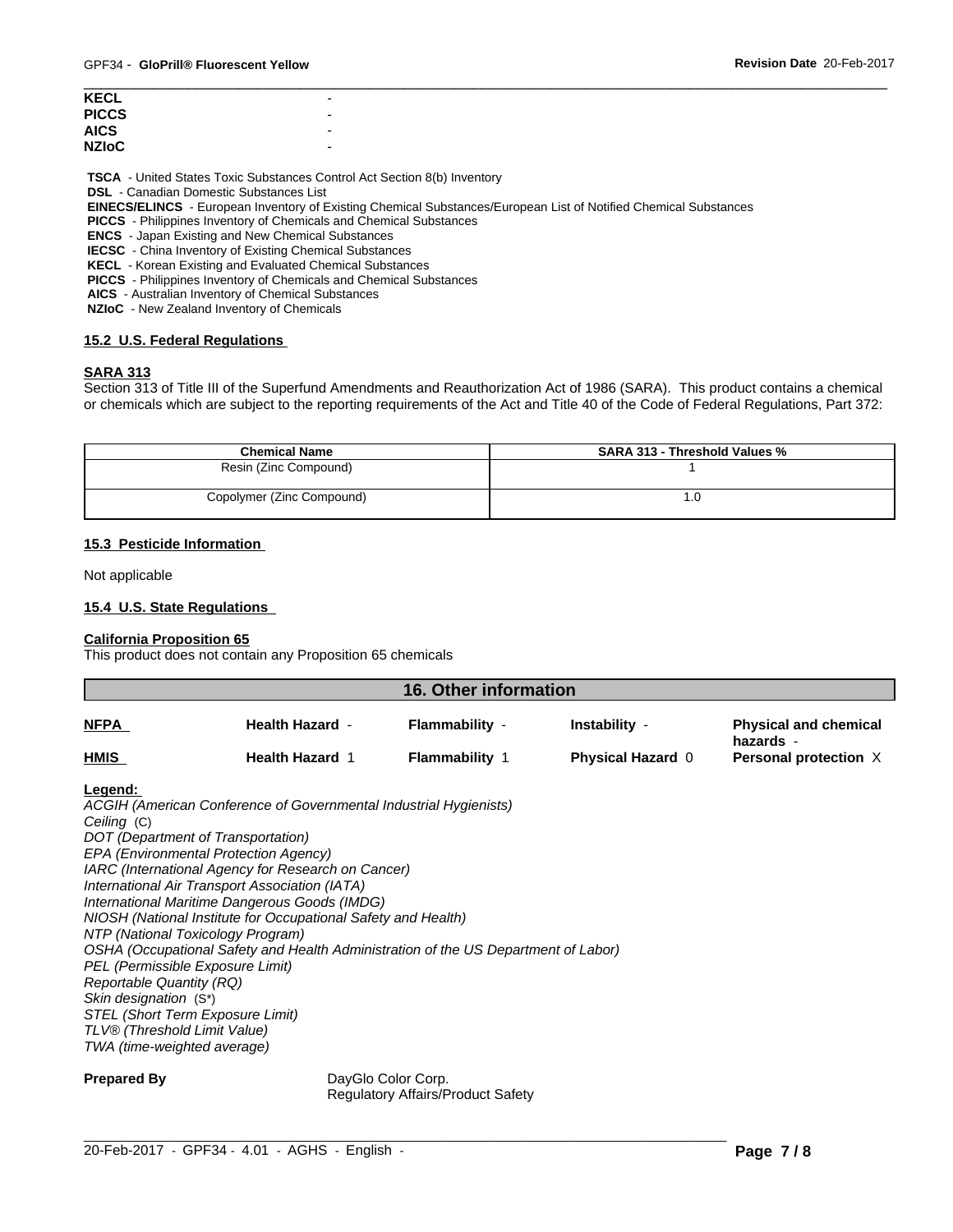| | |
|---|---|
| **KECL** | - |
| **PICCS** | - |
| **AICS** | - |
| **NZIoC** | - |

**TSCA** - United States Toxic Substances Control Act Section 8(b) Inventory
**DSL** - Canadian Domestic Substances List
**EINECS/ELINCS** - European Inventory of Existing Chemical Substances/European List of Notified Chemical Substances
**PICCS** - Philippines Inventory of Chemicals and Chemical Substances
**ENCS** - Japan Existing and New Chemical Substances
**IECSC** - China Inventory of Existing Chemical Substances
**KECL** - Korean Existing and Evaluated Chemical Substances
**PICCS** - Philippines Inventory of Chemicals and Chemical Substances
**AICS** - Australian Inventory of Chemical Substances
**NZIoC** - New Zealand Inventory of Chemicals

### 15.2 U.S. Federal Regulations

**SARA 313**

Section 313 of Title III of the Superfund Amendments and Reauthorization Act of 1986 (SARA). This product contains a chemical or chemicals which are subject to the reporting requirements of the Act and Title 40 of the Code of Federal Regulations, Part 372:

| Chemical Name | SARA 313 - Threshold Values % |
|---|---|
| Resin (Zinc Compound) | 1 |
| Copolymer (Zinc Compound) | 1.0 |

### 15.3 Pesticide Information

Not applicable

### 15.4 U.S. State Regulations

**California Proposition 65**

This product does not contain any Proposition 65 chemicals

## 16. Other information

| | | | | |
|---|---|---|---|---|
| **NFPA** | **Health Hazard** - | **Flammability** - | **Instability** - | **Physical and chemical hazards** - |
| **HMIS** | **Health Hazard** 1 | **Flammability** 1 | **Physical Hazard** 0 | **Personal protection** X |

**Legend:**

*ACGIH (American Conference of Governmental Industrial Hygienists)*
*Ceiling* (C)
*DOT (Department of Transportation)*
*EPA (Environmental Protection Agency)*
*IARC (International Agency for Research on Cancer)*
*International Air Transport Association (IATA)*
*International Maritime Dangerous Goods (IMDG)*
*NIOSH (National Institute for Occupational Safety and Health)*
*NTP (National Toxicology Program)*
*OSHA (Occupational Safety and Health Administration of the US Department of Labor)*
*PEL (Permissible Exposure Limit)*
*Reportable Quantity (RQ)*
*Skin designation* (S*)
*STEL (Short Term Exposure Limit)*
*TLV® (Threshold Limit Value)*
*TWA (time-weighted average)*

**Prepared By** DayGlo Color Corp.
Regulatory Affairs/Product Safety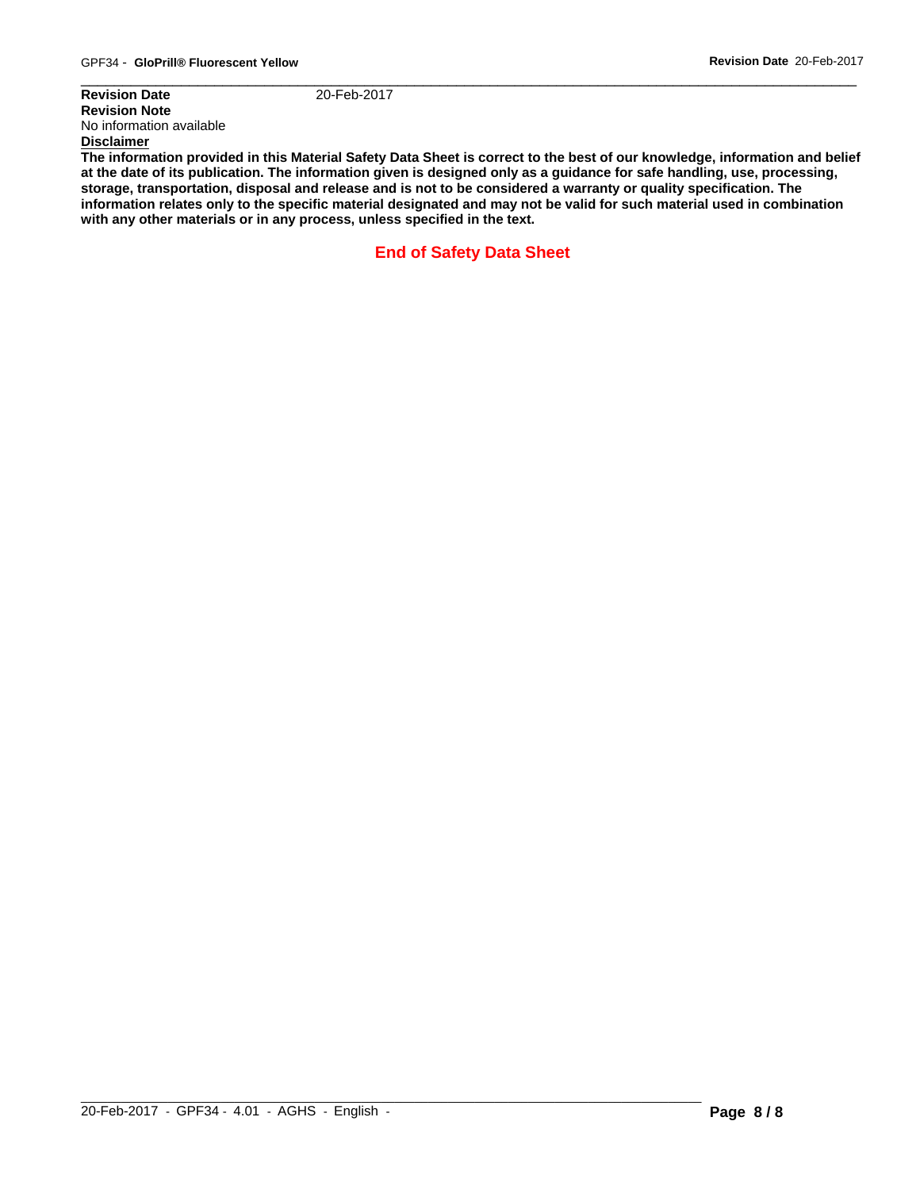**Revision Date** 20-Feb-2017

**Revision Note**

No information available

**Disclaimer**

**The information provided in this Material Safety Data Sheet is correct to the best of our knowledge, information and belief at the date of its publication. The information given is designed only as a guidance for safe handling, use, processing, storage, transportation, disposal and release and is not to be considered a warranty or quality specification. The information relates only to the specific material designated and may not be valid for such material used in combination with any other materials or in any process, unless specified in the text.**

**End of Safety Data Sheet**